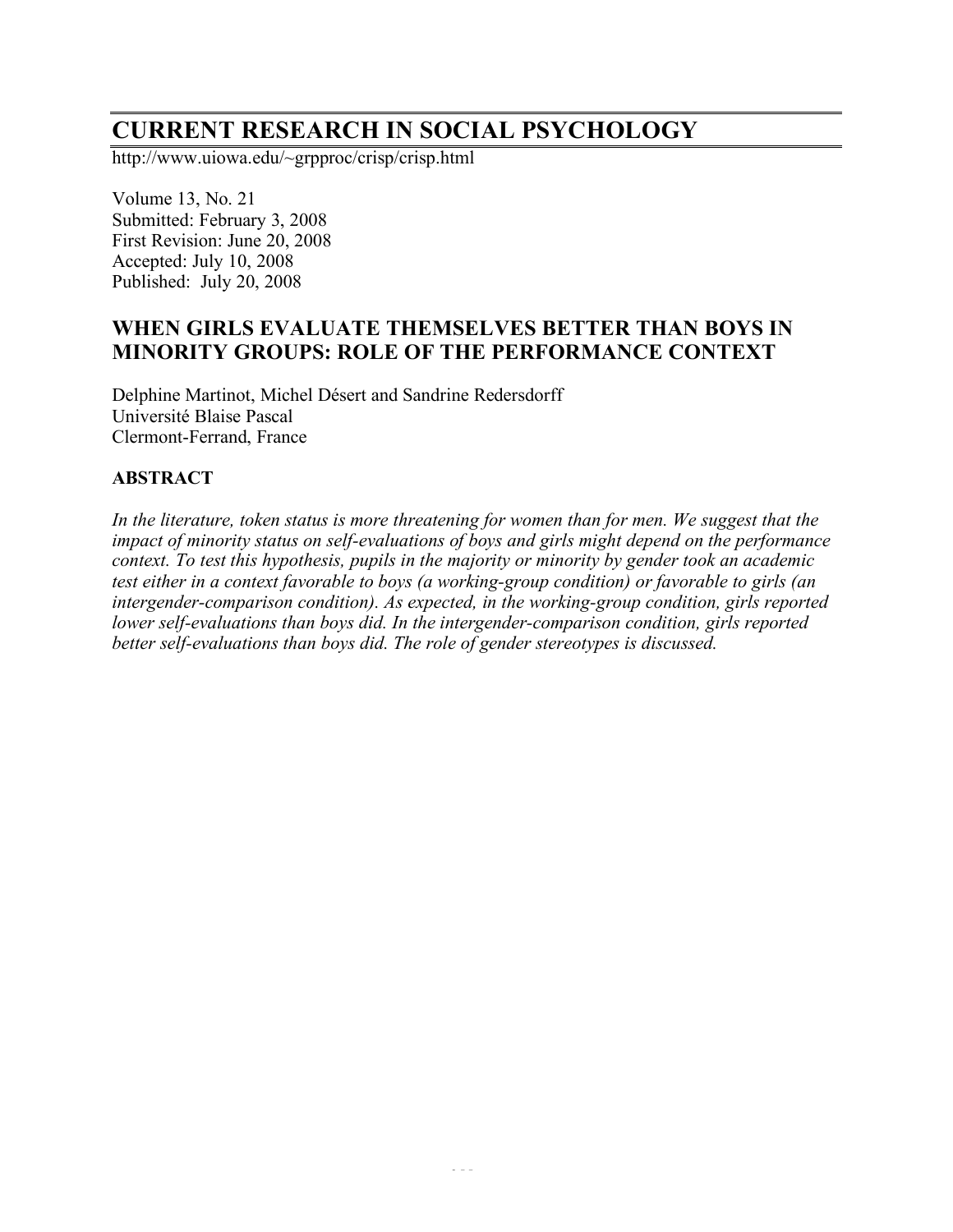# CURRENT RESEARCH IN SOCIAL PSYCHOLOGY

http://www.uiowa.edu/~grpproc/crisp/crisp.html

Volume 13, No. 21
Submitted: February 3, 2008
First Revision: June 20, 2008
Accepted: July 10, 2008
Published: July 20, 2008

## WHEN GIRLS EVALUATE THEMSELVES BETTER THAN BOYS IN MINORITY GROUPS: ROLE OF THE PERFORMANCE CONTEXT

Delphine Martinot, Michel Désert and Sandrine Redersdorff
Université Blaise Pascal
Clermont-Ferrand, France

### ABSTRACT

*In the literature, token status is more threatening for women than for men. We suggest that the impact of minority status on self-evaluations of boys and girls might depend on the performance context. To test this hypothesis, pupils in the majority or minority by gender took an academic test either in a context favorable to boys (a working-group condition) or favorable to girls (an intergender-comparison condition). As expected, in the working-group condition, girls reported lower self-evaluations than boys did. In the intergender-comparison condition, girls reported better self-evaluations than boys did. The role of gender stereotypes is discussed.*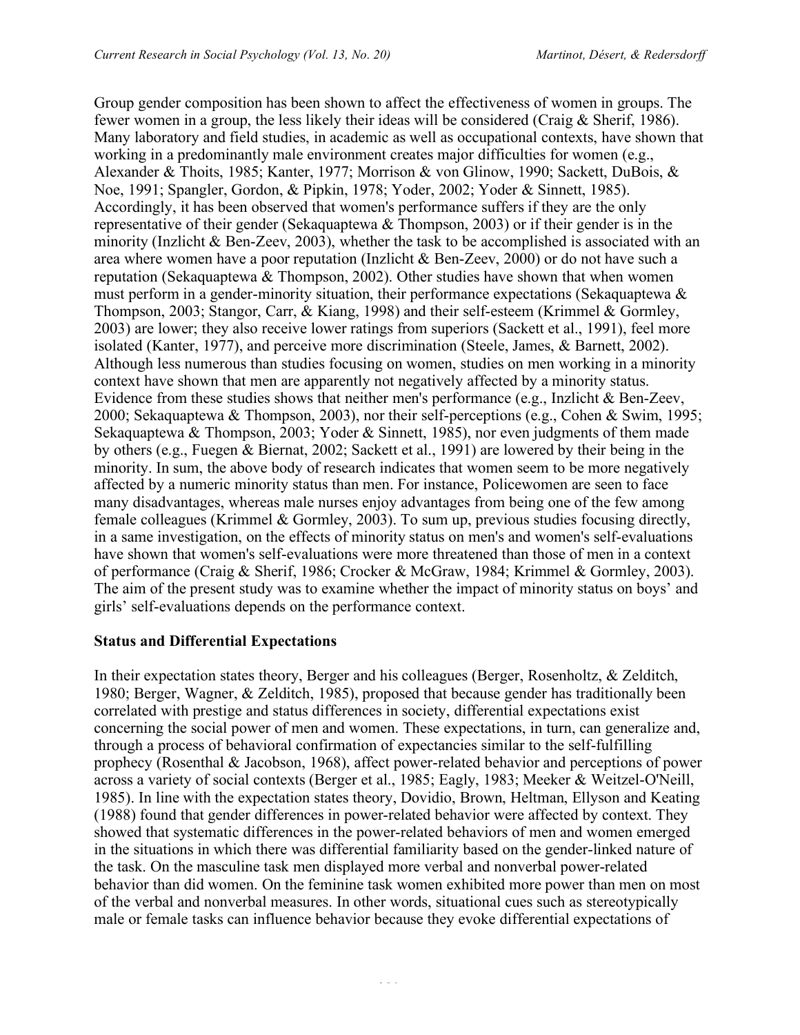Group gender composition has been shown to affect the effectiveness of women in groups. The fewer women in a group, the less likely their ideas will be considered (Craig & Sherif, 1986). Many laboratory and field studies, in academic as well as occupational contexts, have shown that working in a predominantly male environment creates major difficulties for women (e.g., Alexander & Thoits, 1985; Kanter, 1977; Morrison & von Glinow, 1990; Sackett, DuBois, & Noe, 1991; Spangler, Gordon, & Pipkin, 1978; Yoder, 2002; Yoder & Sinnett, 1985). Accordingly, it has been observed that women's performance suffers if they are the only representative of their gender (Sekaquaptewa & Thompson, 2003) or if their gender is in the minority (Inzlicht & Ben-Zeev, 2003), whether the task to be accomplished is associated with an area where women have a poor reputation (Inzlicht & Ben-Zeev, 2000) or do not have such a reputation (Sekaquaptewa & Thompson, 2002). Other studies have shown that when women must perform in a gender-minority situation, their performance expectations (Sekaquaptewa & Thompson, 2003; Stangor, Carr, & Kiang, 1998) and their self-esteem (Krimmel & Gormley, 2003) are lower; they also receive lower ratings from superiors (Sackett et al., 1991), feel more isolated (Kanter, 1977), and perceive more discrimination (Steele, James, & Barnett, 2002). Although less numerous than studies focusing on women, studies on men working in a minority context have shown that men are apparently not negatively affected by a minority status. Evidence from these studies shows that neither men's performance (e.g., Inzlicht & Ben-Zeev, 2000; Sekaquaptewa & Thompson, 2003), nor their self-perceptions (e.g., Cohen & Swim, 1995; Sekaquaptewa & Thompson, 2003; Yoder & Sinnett, 1985), nor even judgments of them made by others (e.g., Fuegen & Biernat, 2002; Sackett et al., 1991) are lowered by their being in the minority. In sum, the above body of research indicates that women seem to be more negatively affected by a numeric minority status than men. For instance, Policewomen are seen to face many disadvantages, whereas male nurses enjoy advantages from being one of the few among female colleagues (Krimmel & Gormley, 2003). To sum up, previous studies focusing directly, in a same investigation, on the effects of minority status on men's and women's self-evaluations have shown that women's self-evaluations were more threatened than those of men in a context of performance (Craig & Sherif, 1986; Crocker & McGraw, 1984; Krimmel & Gormley, 2003). The aim of the present study was to examine whether the impact of minority status on boys' and girls' self-evaluations depends on the performance context.

## Status and Differential Expectations

In their expectation states theory, Berger and his colleagues (Berger, Rosenholtz, & Zelditch, 1980; Berger, Wagner, & Zelditch, 1985), proposed that because gender has traditionally been correlated with prestige and status differences in society, differential expectations exist concerning the social power of men and women. These expectations, in turn, can generalize and, through a process of behavioral confirmation of expectancies similar to the self-fulfilling prophecy (Rosenthal & Jacobson, 1968), affect power-related behavior and perceptions of power across a variety of social contexts (Berger et al., 1985; Eagly, 1983; Meeker & Weitzel-O'Neill, 1985). In line with the expectation states theory, Dovidio, Brown, Heltman, Ellyson and Keating (1988) found that gender differences in power-related behavior were affected by context. They showed that systematic differences in the power-related behaviors of men and women emerged in the situations in which there was differential familiarity based on the gender-linked nature of the task. On the masculine task men displayed more verbal and nonverbal power-related behavior than did women. On the feminine task women exhibited more power than men on most of the verbal and nonverbal measures. In other words, situational cues such as stereotypically male or female tasks can influence behavior because they evoke differential expectations of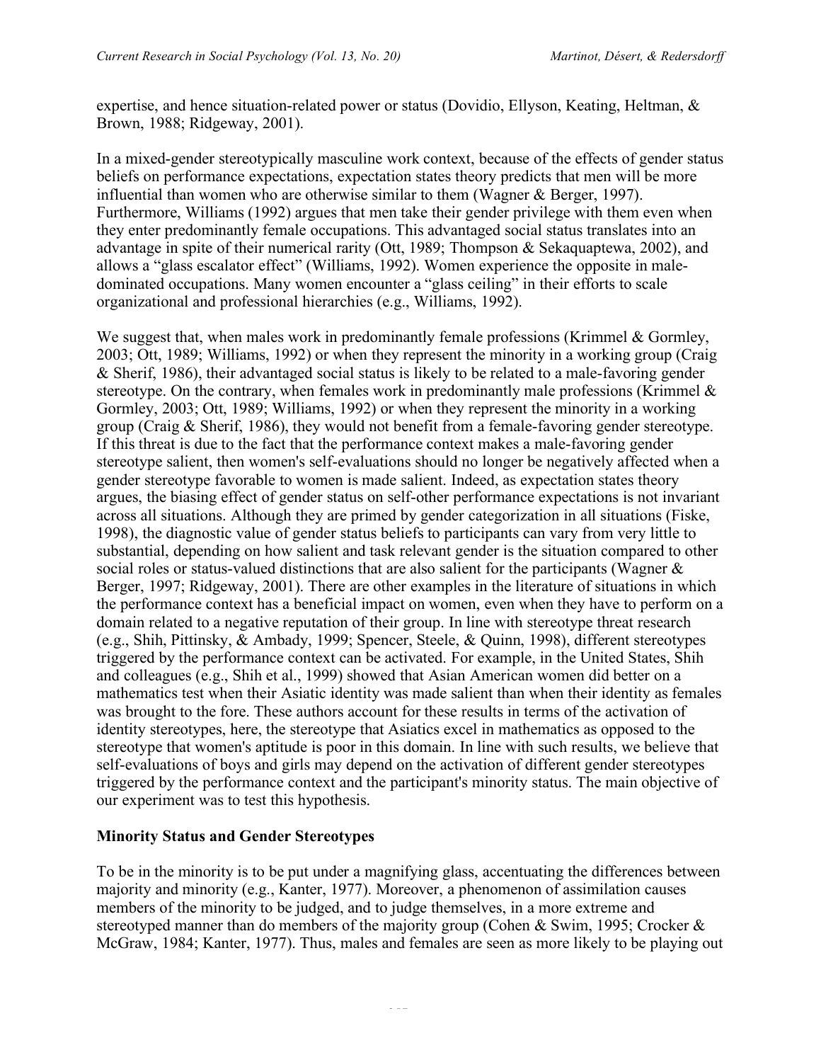expertise, and hence situation-related power or status (Dovidio, Ellyson, Keating, Heltman, & Brown, 1988; Ridgeway, 2001).

In a mixed-gender stereotypically masculine work context, because of the effects of gender status beliefs on performance expectations, expectation states theory predicts that men will be more influential than women who are otherwise similar to them (Wagner & Berger, 1997). Furthermore, Williams (1992) argues that men take their gender privilege with them even when they enter predominantly female occupations. This advantaged social status translates into an advantage in spite of their numerical rarity (Ott, 1989; Thompson & Sekaquaptewa, 2002), and allows a "glass escalator effect" (Williams, 1992). Women experience the opposite in male-dominated occupations. Many women encounter a "glass ceiling" in their efforts to scale organizational and professional hierarchies (e.g., Williams, 1992).

We suggest that, when males work in predominantly female professions (Krimmel & Gormley, 2003; Ott, 1989; Williams, 1992) or when they represent the minority in a working group (Craig & Sherif, 1986), their advantaged social status is likely to be related to a male-favoring gender stereotype. On the contrary, when females work in predominantly male professions (Krimmel & Gormley, 2003; Ott, 1989; Williams, 1992) or when they represent the minority in a working group (Craig & Sherif, 1986), they would not benefit from a female-favoring gender stereotype. If this threat is due to the fact that the performance context makes a male-favoring gender stereotype salient, then women's self-evaluations should no longer be negatively affected when a gender stereotype favorable to women is made salient. Indeed, as expectation states theory argues, the biasing effect of gender status on self-other performance expectations is not invariant across all situations. Although they are primed by gender categorization in all situations (Fiske, 1998), the diagnostic value of gender status beliefs to participants can vary from very little to substantial, depending on how salient and task relevant gender is the situation compared to other social roles or status-valued distinctions that are also salient for the participants (Wagner & Berger, 1997; Ridgeway, 2001). There are other examples in the literature of situations in which the performance context has a beneficial impact on women, even when they have to perform on a domain related to a negative reputation of their group. In line with stereotype threat research (e.g., Shih, Pittinsky, & Ambady, 1999; Spencer, Steele, & Quinn, 1998), different stereotypes triggered by the performance context can be activated. For example, in the United States, Shih and colleagues (e.g., Shih et al., 1999) showed that Asian American women did better on a mathematics test when their Asiatic identity was made salient than when their identity as females was brought to the fore. These authors account for these results in terms of the activation of identity stereotypes, here, the stereotype that Asiatics excel in mathematics as opposed to the stereotype that women's aptitude is poor in this domain. In line with such results, we believe that self-evaluations of boys and girls may depend on the activation of different gender stereotypes triggered by the performance context and the participant's minority status. The main objective of our experiment was to test this hypothesis.

## Minority Status and Gender Stereotypes

To be in the minority is to be put under a magnifying glass, accentuating the differences between majority and minority (e.g., Kanter, 1977). Moreover, a phenomenon of assimilation causes members of the minority to be judged, and to judge themselves, in a more extreme and stereotyped manner than do members of the majority group (Cohen & Swim, 1995; Crocker & McGraw, 1984; Kanter, 1977). Thus, males and females are seen as more likely to be playing out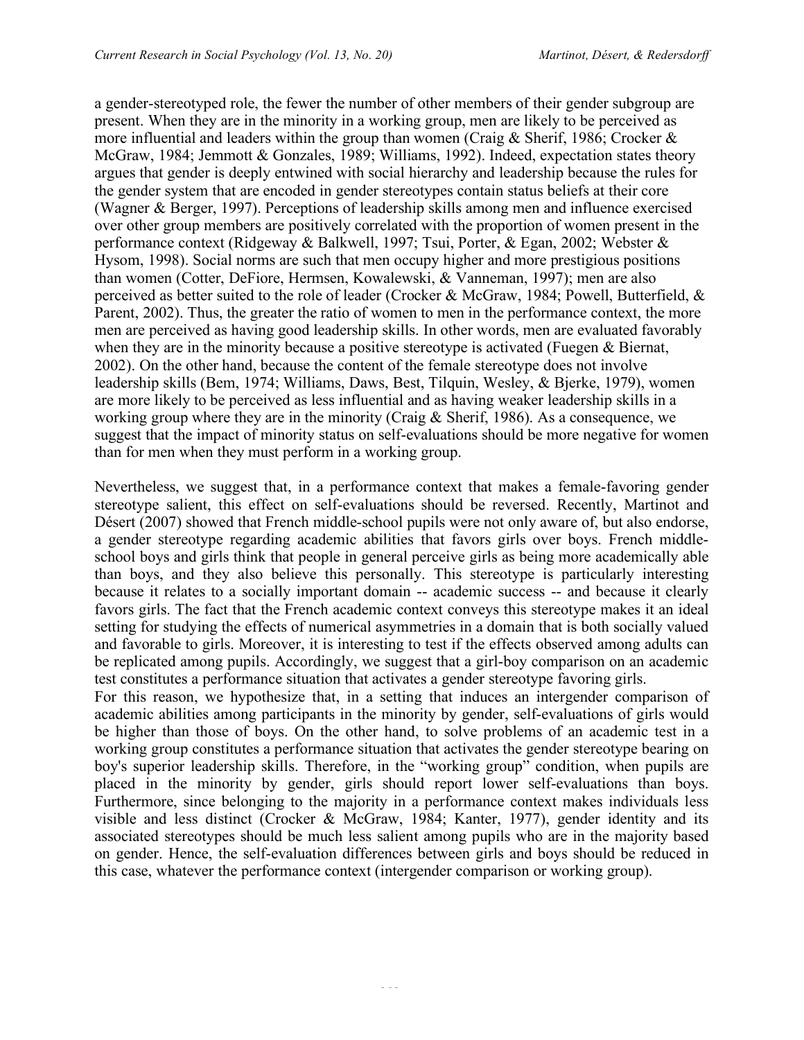a gender-stereotyped role, the fewer the number of other members of their gender subgroup are present. When they are in the minority in a working group, men are likely to be perceived as more influential and leaders within the group than women (Craig & Sherif, 1986; Crocker & McGraw, 1984; Jemmott & Gonzales, 1989; Williams, 1992). Indeed, expectation states theory argues that gender is deeply entwined with social hierarchy and leadership because the rules for the gender system that are encoded in gender stereotypes contain status beliefs at their core (Wagner & Berger, 1997). Perceptions of leadership skills among men and influence exercised over other group members are positively correlated with the proportion of women present in the performance context (Ridgeway & Balkwell, 1997; Tsui, Porter, & Egan, 2002; Webster & Hysom, 1998). Social norms are such that men occupy higher and more prestigious positions than women (Cotter, DeFiore, Hermsen, Kowalewski, & Vanneman, 1997); men are also perceived as better suited to the role of leader (Crocker & McGraw, 1984; Powell, Butterfield, & Parent, 2002). Thus, the greater the ratio of women to men in the performance context, the more men are perceived as having good leadership skills. In other words, men are evaluated favorably when they are in the minority because a positive stereotype is activated (Fuegen & Biernat, 2002). On the other hand, because the content of the female stereotype does not involve leadership skills (Bem, 1974; Williams, Daws, Best, Tilquin, Wesley, & Bjerke, 1979), women are more likely to be perceived as less influential and as having weaker leadership skills in a working group where they are in the minority (Craig & Sherif, 1986). As a consequence, we suggest that the impact of minority status on self-evaluations should be more negative for women than for men when they must perform in a working group.

Nevertheless, we suggest that, in a performance context that makes a female-favoring gender stereotype salient, this effect on self-evaluations should be reversed. Recently, Martinot and Désert (2007) showed that French middle-school pupils were not only aware of, but also endorse, a gender stereotype regarding academic abilities that favors girls over boys. French middle-school boys and girls think that people in general perceive girls as being more academically able than boys, and they also believe this personally. This stereotype is particularly interesting because it relates to a socially important domain -- academic success -- and because it clearly favors girls. The fact that the French academic context conveys this stereotype makes it an ideal setting for studying the effects of numerical asymmetries in a domain that is both socially valued and favorable to girls. Moreover, it is interesting to test if the effects observed among adults can be replicated among pupils. Accordingly, we suggest that a girl-boy comparison on an academic test constitutes a performance situation that activates a gender stereotype favoring girls.

For this reason, we hypothesize that, in a setting that induces an intergender comparison of academic abilities among participants in the minority by gender, self-evaluations of girls would be higher than those of boys. On the other hand, to solve problems of an academic test in a working group constitutes a performance situation that activates the gender stereotype bearing on boy's superior leadership skills. Therefore, in the "working group" condition, when pupils are placed in the minority by gender, girls should report lower self-evaluations than boys. Furthermore, since belonging to the majority in a performance context makes individuals less visible and less distinct (Crocker & McGraw, 1984; Kanter, 1977), gender identity and its associated stereotypes should be much less salient among pupils who are in the majority based on gender. Hence, the self-evaluation differences between girls and boys should be reduced in this case, whatever the performance context (intergender comparison or working group).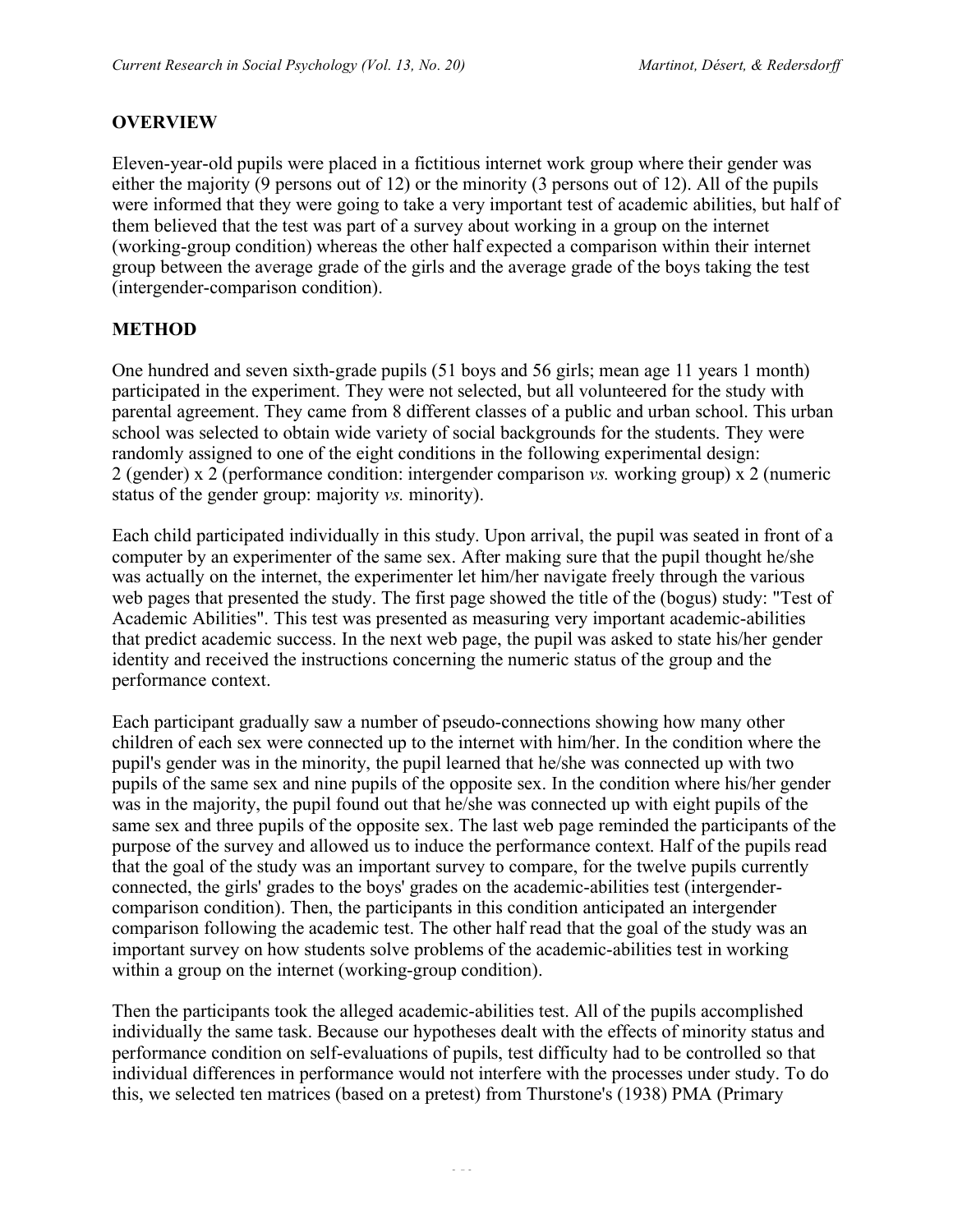## OVERVIEW

Eleven-year-old pupils were placed in a fictitious internet work group where their gender was either the majority (9 persons out of 12) or the minority (3 persons out of 12). All of the pupils were informed that they were going to take a very important test of academic abilities, but half of them believed that the test was part of a survey about working in a group on the internet (working-group condition) whereas the other half expected a comparison within their internet group between the average grade of the girls and the average grade of the boys taking the test (intergender-comparison condition).

## METHOD

One hundred and seven sixth-grade pupils (51 boys and 56 girls; mean age 11 years 1 month) participated in the experiment. They were not selected, but all volunteered for the study with parental agreement. They came from 8 different classes of a public and urban school. This urban school was selected to obtain wide variety of social backgrounds for the students. They were randomly assigned to one of the eight conditions in the following experimental design: 2 (gender) x 2 (performance condition: intergender comparison *vs.* working group) x 2 (numeric status of the gender group: majority *vs.* minority).

Each child participated individually in this study. Upon arrival, the pupil was seated in front of a computer by an experimenter of the same sex. After making sure that the pupil thought he/she was actually on the internet, the experimenter let him/her navigate freely through the various web pages that presented the study. The first page showed the title of the (bogus) study: "Test of Academic Abilities". This test was presented as measuring very important academic-abilities that predict academic success. In the next web page, the pupil was asked to state his/her gender identity and received the instructions concerning the numeric status of the group and the performance context.

Each participant gradually saw a number of pseudo-connections showing how many other children of each sex were connected up to the internet with him/her. In the condition where the pupil's gender was in the minority, the pupil learned that he/she was connected up with two pupils of the same sex and nine pupils of the opposite sex. In the condition where his/her gender was in the majority, the pupil found out that he/she was connected up with eight pupils of the same sex and three pupils of the opposite sex. The last web page reminded the participants of the purpose of the survey and allowed us to induce the performance context. Half of the pupils read that the goal of the study was an important survey to compare, for the twelve pupils currently connected, the girls' grades to the boys' grades on the academic-abilities test (intergender-comparison condition). Then, the participants in this condition anticipated an intergender comparison following the academic test. The other half read that the goal of the study was an important survey on how students solve problems of the academic-abilities test in working within a group on the internet (working-group condition).

Then the participants took the alleged academic-abilities test. All of the pupils accomplished individually the same task. Because our hypotheses dealt with the effects of minority status and performance condition on self-evaluations of pupils, test difficulty had to be controlled so that individual differences in performance would not interfere with the processes under study. To do this, we selected ten matrices (based on a pretest) from Thurstone's (1938) PMA (Primary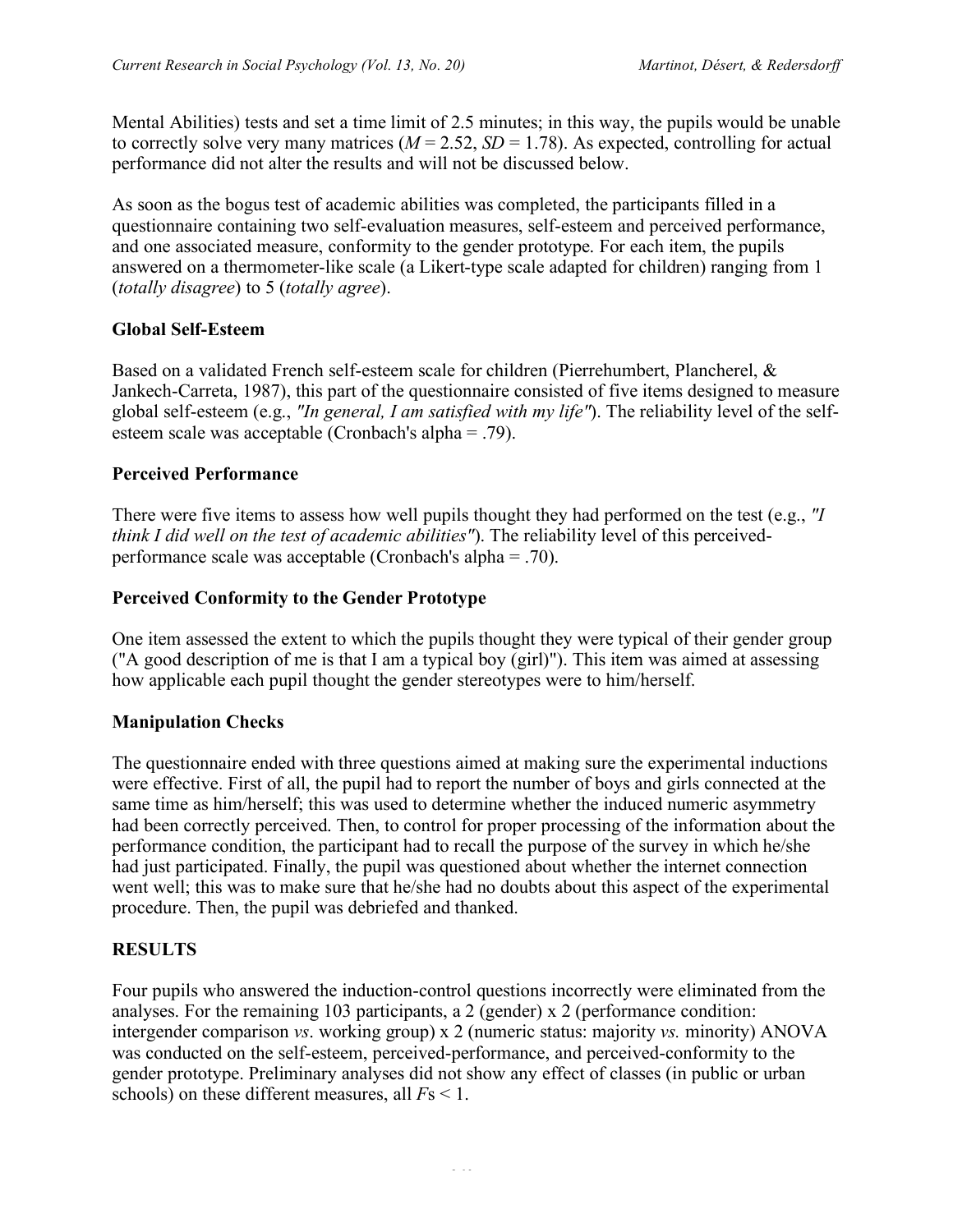Mental Abilities) tests and set a time limit of 2.5 minutes; in this way, the pupils would be unable to correctly solve very many matrices ($M = 2.52$, $SD = 1.78$). As expected, controlling for actual performance did not alter the results and will not be discussed below.

As soon as the bogus test of academic abilities was completed, the participants filled in a questionnaire containing two self-evaluation measures, self-esteem and perceived performance, and one associated measure, conformity to the gender prototype. For each item, the pupils answered on a thermometer-like scale (a Likert-type scale adapted for children) ranging from 1 (*totally disagree*) to 5 (*totally agree*).

**Global Self-Esteem**

Based on a validated French self-esteem scale for children (Pierrehumbert, Plancherel, & Jankech-Carreta, 1987), this part of the questionnaire consisted of five items designed to measure global self-esteem (e.g., *"In general, I am satisfied with my life"*). The reliability level of the self-esteem scale was acceptable (Cronbach's alpha = .79).

**Perceived Performance**

There were five items to assess how well pupils thought they had performed on the test (e.g., *"I think I did well on the test of academic abilities"*). The reliability level of this perceived-performance scale was acceptable (Cronbach's alpha = .70).

**Perceived Conformity to the Gender Prototype**

One item assessed the extent to which the pupils thought they were typical of their gender group ("A good description of me is that I am a typical boy (girl)"). This item was aimed at assessing how applicable each pupil thought the gender stereotypes were to him/herself.

**Manipulation Checks**

The questionnaire ended with three questions aimed at making sure the experimental inductions were effective. First of all, the pupil had to report the number of boys and girls connected at the same time as him/herself; this was used to determine whether the induced numeric asymmetry had been correctly perceived. Then, to control for proper processing of the information about the performance condition, the participant had to recall the purpose of the survey in which he/she had just participated. Finally, the pupil was questioned about whether the internet connection went well; this was to make sure that he/she had no doubts about this aspect of the experimental procedure. Then, the pupil was debriefed and thanked.

**RESULTS**

Four pupils who answered the induction-control questions incorrectly were eliminated from the analyses. For the remaining 103 participants, a 2 (gender) x 2 (performance condition: intergender comparison *vs*. working group) x 2 (numeric status: majority *vs.* minority) ANOVA was conducted on the self-esteem, perceived-performance, and perceived-conformity to the gender prototype. Preliminary analyses did not show any effect of classes (in public or urban schools) on these different measures, all $F$s < 1.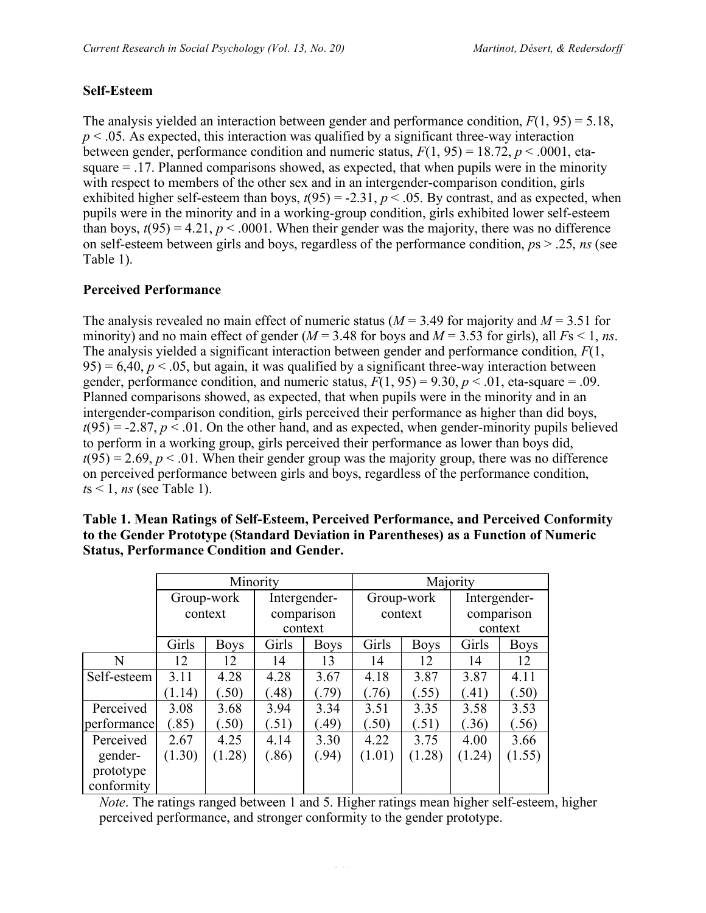### Self-Esteem

The analysis yielded an interaction between gender and performance condition, $F(1, 95) = 5.18$, $p < .05$. As expected, this interaction was qualified by a significant three-way interaction between gender, performance condition and numeric status, $F(1, 95) = 18.72$, $p < .0001$, eta-square = .17. Planned comparisons showed, as expected, that when pupils were in the minority with respect to members of the other sex and in an intergender-comparison condition, girls exhibited higher self-esteem than boys, $t(95) = -2.31$, $p < .05$. By contrast, and as expected, when pupils were in the minority and in a working-group condition, girls exhibited lower self-esteem than boys, $t(95) = 4.21$, $p < .0001$. When their gender was the majority, there was no difference on self-esteem between girls and boys, regardless of the performance condition, *p*s > .25, *ns* (see Table 1).

### Perceived Performance

The analysis revealed no main effect of numeric status ($M = 3.49$ for majority and $M = 3.51$ for minority) and no main effect of gender ($M = 3.48$ for boys and $M = 3.53$ for girls), all *F*s < 1, *ns*. The analysis yielded a significant interaction between gender and performance condition, $F(1, 95) = 6{,}40$, $p < .05$, but again, it was qualified by a significant three-way interaction between gender, performance condition, and numeric status, $F(1, 95) = 9.30$, $p < .01$, eta-square = .09. Planned comparisons showed, as expected, that when pupils were in the minority and in an intergender-comparison condition, girls perceived their performance as higher than did boys, $t(95) = -2.87$, $p < .01$. On the other hand, and as expected, when gender-minority pupils believed to perform in a working group, girls perceived their performance as lower than boys did, $t(95) = 2.69$, $p < .01$. When their gender group was the majority group, there was no difference on perceived performance between girls and boys, regardless of the performance condition, *t*s < 1, *ns* (see Table 1).

**Table 1. Mean Ratings of Self-Esteem, Perceived Performance, and Perceived Conformity to the Gender Prototype (Standard Deviation in Parentheses) as a Function of Numeric Status, Performance Condition and Gender.**

| | Minority | | | | Majority | | | |
|---|---|---|---|---|---|---|---|---|
| | Group-work context | | Intergender-comparison context | | Group-work context | | Intergender-comparison context | |
| | Girls | Boys | Girls | Boys | Girls | Boys | Girls | Boys |
| N | 12 | 12 | 14 | 13 | 14 | 12 | 14 | 12 |
| Self-esteem | 3.11 (1.14) | 4.28 (.50) | 4.28 (.48) | 3.67 (.79) | 4.18 (.76) | 3.87 (.55) | 3.87 (.41) | 4.11 (.50) |
| Perceived performance | 3.08 (.85) | 3.68 (.50) | 3.94 (.51) | 3.34 (.49) | 3.51 (.50) | 3.35 (.51) | 3.58 (.36) | 3.53 (.56) |
| Perceived gender-prototype conformity | 2.67 (1.30) | 4.25 (1.28) | 4.14 (.86) | 3.30 (.94) | 4.22 (1.01) | 3.75 (1.28) | 4.00 (1.24) | 3.66 (1.55) |

*Note*. The ratings ranged between 1 and 5. Higher ratings mean higher self-esteem, higher perceived performance, and stronger conformity to the gender prototype.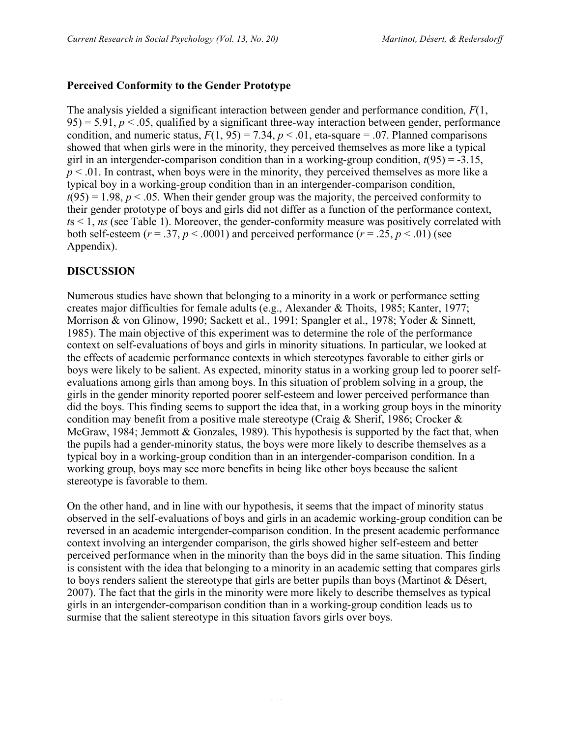### Perceived Conformity to the Gender Prototype

The analysis yielded a significant interaction between gender and performance condition, $F(1, 95) = 5.91$, $p < .05$, qualified by a significant three-way interaction between gender, performance condition, and numeric status, $F(1, 95) = 7.34$, $p < .01$, eta-square = .07. Planned comparisons showed that when girls were in the minority, they perceived themselves as more like a typical girl in an intergender-comparison condition than in a working-group condition, $t(95) = -3.15$, $p < .01$. In contrast, when boys were in the minority, they perceived themselves as more like a typical boy in a working-group condition than in an intergender-comparison condition, $t(95) = 1.98$, $p < .05$. When their gender group was the majority, the perceived conformity to their gender prototype of boys and girls did not differ as a function of the performance context, $t$s < 1, *ns* (see Table 1). Moreover, the gender-conformity measure was positively correlated with both self-esteem ($r = .37$, $p < .0001$) and perceived performance ($r = .25$, $p < .01$) (see Appendix).

## DISCUSSION

Numerous studies have shown that belonging to a minority in a work or performance setting creates major difficulties for female adults (e.g., Alexander & Thoits, 1985; Kanter, 1977; Morrison & von Glinow, 1990; Sackett et al., 1991; Spangler et al., 1978; Yoder & Sinnett, 1985). The main objective of this experiment was to determine the role of the performance context on self-evaluations of boys and girls in minority situations. In particular, we looked at the effects of academic performance contexts in which stereotypes favorable to either girls or boys were likely to be salient. As expected, minority status in a working group led to poorer self-evaluations among girls than among boys. In this situation of problem solving in a group, the girls in the gender minority reported poorer self-esteem and lower perceived performance than did the boys. This finding seems to support the idea that, in a working group boys in the minority condition may benefit from a positive male stereotype (Craig & Sherif, 1986; Crocker & McGraw, 1984; Jemmott & Gonzales, 1989). This hypothesis is supported by the fact that, when the pupils had a gender-minority status, the boys were more likely to describe themselves as a typical boy in a working-group condition than in an intergender-comparison condition. In a working group, boys may see more benefits in being like other boys because the salient stereotype is favorable to them.

On the other hand, and in line with our hypothesis, it seems that the impact of minority status observed in the self-evaluations of boys and girls in an academic working-group condition can be reversed in an academic intergender-comparison condition. In the present academic performance context involving an intergender comparison, the girls showed higher self-esteem and better perceived performance when in the minority than the boys did in the same situation. This finding is consistent with the idea that belonging to a minority in an academic setting that compares girls to boys renders salient the stereotype that girls are better pupils than boys (Martinot & Désert, 2007). The fact that the girls in the minority were more likely to describe themselves as typical girls in an intergender-comparison condition than in a working-group condition leads us to surmise that the salient stereotype in this situation favors girls over boys.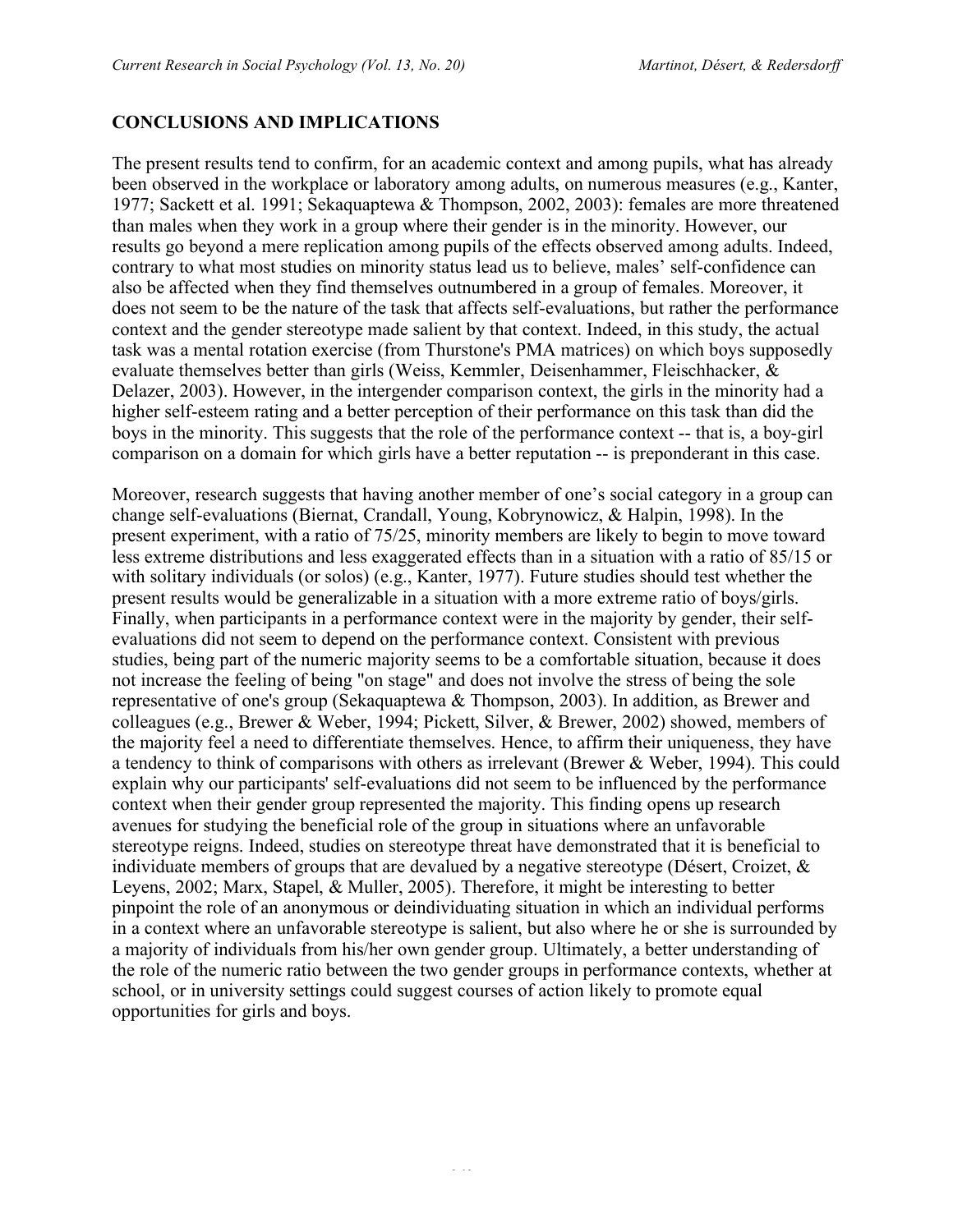## CONCLUSIONS AND IMPLICATIONS

The present results tend to confirm, for an academic context and among pupils, what has already been observed in the workplace or laboratory among adults, on numerous measures (e.g., Kanter, 1977; Sackett et al. 1991; Sekaquaptewa & Thompson, 2002, 2003): females are more threatened than males when they work in a group where their gender is in the minority. However, our results go beyond a mere replication among pupils of the effects observed among adults. Indeed, contrary to what most studies on minority status lead us to believe, males' self-confidence can also be affected when they find themselves outnumbered in a group of females. Moreover, it does not seem to be the nature of the task that affects self-evaluations, but rather the performance context and the gender stereotype made salient by that context. Indeed, in this study, the actual task was a mental rotation exercise (from Thurstone's PMA matrices) on which boys supposedly evaluate themselves better than girls (Weiss, Kemmler, Deisenhammer, Fleischhacker, & Delazer, 2003). However, in the intergender comparison context, the girls in the minority had a higher self-esteem rating and a better perception of their performance on this task than did the boys in the minority. This suggests that the role of the performance context -- that is, a boy-girl comparison on a domain for which girls have a better reputation -- is preponderant in this case.

Moreover, research suggests that having another member of one's social category in a group can change self-evaluations (Biernat, Crandall, Young, Kobrynowicz, & Halpin, 1998). In the present experiment, with a ratio of 75/25, minority members are likely to begin to move toward less extreme distributions and less exaggerated effects than in a situation with a ratio of 85/15 or with solitary individuals (or solos) (e.g., Kanter, 1977). Future studies should test whether the present results would be generalizable in a situation with a more extreme ratio of boys/girls. Finally, when participants in a performance context were in the majority by gender, their self-evaluations did not seem to depend on the performance context. Consistent with previous studies, being part of the numeric majority seems to be a comfortable situation, because it does not increase the feeling of being "on stage" and does not involve the stress of being the sole representative of one's group (Sekaquaptewa & Thompson, 2003). In addition, as Brewer and colleagues (e.g., Brewer & Weber, 1994; Pickett, Silver, & Brewer, 2002) showed, members of the majority feel a need to differentiate themselves. Hence, to affirm their uniqueness, they have a tendency to think of comparisons with others as irrelevant (Brewer & Weber, 1994). This could explain why our participants' self-evaluations did not seem to be influenced by the performance context when their gender group represented the majority. This finding opens up research avenues for studying the beneficial role of the group in situations where an unfavorable stereotype reigns. Indeed, studies on stereotype threat have demonstrated that it is beneficial to individuate members of groups that are devalued by a negative stereotype (Désert, Croizet, & Leyens, 2002; Marx, Stapel, & Muller, 2005). Therefore, it might be interesting to better pinpoint the role of an anonymous or deindividuating situation in which an individual performs in a context where an unfavorable stereotype is salient, but also where he or she is surrounded by a majority of individuals from his/her own gender group. Ultimately, a better understanding of the role of the numeric ratio between the two gender groups in performance contexts, whether at school, or in university settings could suggest courses of action likely to promote equal opportunities for girls and boys.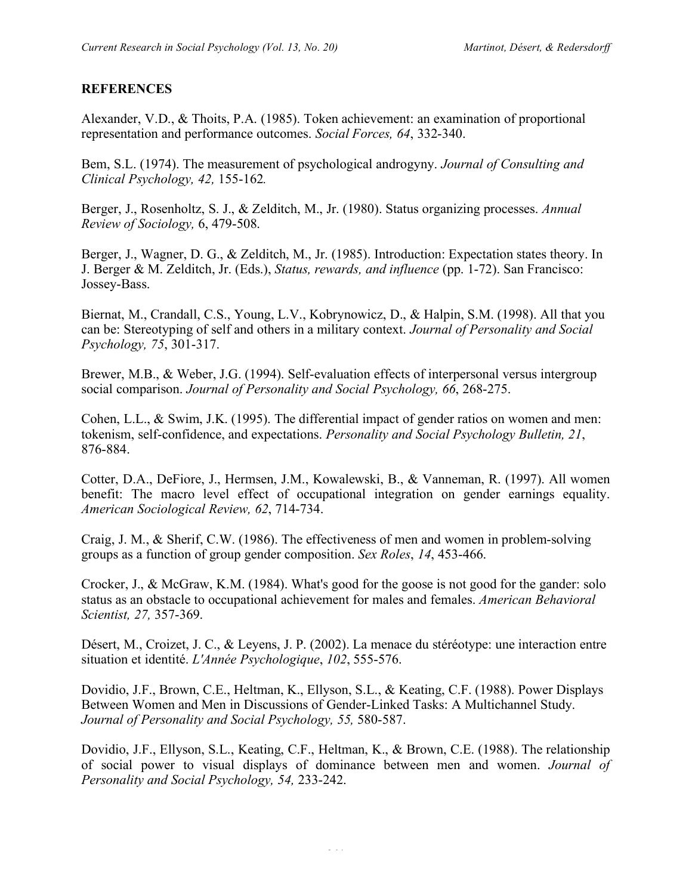## REFERENCES

Alexander, V.D., & Thoits, P.A. (1985). Token achievement: an examination of proportional representation and performance outcomes. *Social Forces, 64*, 332-340.

Bem, S.L. (1974). The measurement of psychological androgyny. *Journal of Consulting and Clinical Psychology, 42,* 155-162*.*

Berger, J., Rosenholtz, S. J., & Zelditch, M., Jr. (1980). Status organizing processes. *Annual Review of Sociology,* 6, 479-508.

Berger, J., Wagner, D. G., & Zelditch, M., Jr. (1985). Introduction: Expectation states theory. In J. Berger & M. Zelditch, Jr. (Eds.), *Status, rewards, and influence* (pp. 1-72). San Francisco: Jossey-Bass.

Biernat, M., Crandall, C.S., Young, L.V., Kobrynowicz, D., & Halpin, S.M. (1998). All that you can be: Stereotyping of self and others in a military context. *Journal of Personality and Social Psychology, 75*, 301-317.

Brewer, M.B., & Weber, J.G. (1994). Self-evaluation effects of interpersonal versus intergroup social comparison. *Journal of Personality and Social Psychology, 66*, 268-275.

Cohen, L.L., & Swim, J.K. (1995). The differential impact of gender ratios on women and men: tokenism, self-confidence, and expectations. *Personality and Social Psychology Bulletin, 21*, 876-884.

Cotter, D.A., DeFiore, J., Hermsen, J.M., Kowalewski, B., & Vanneman, R. (1997). All women benefit: The macro level effect of occupational integration on gender earnings equality. *American Sociological Review, 62*, 714-734.

Craig, J. M., & Sherif, C.W. (1986). The effectiveness of men and women in problem-solving groups as a function of group gender composition. *Sex Roles*, *14*, 453-466.

Crocker, J., & McGraw, K.M. (1984). What's good for the goose is not good for the gander: solo status as an obstacle to occupational achievement for males and females. *American Behavioral Scientist, 27,* 357-369.

Désert, M., Croizet, J. C., & Leyens, J. P. (2002). La menace du stéréotype: une interaction entre situation et identité. *L'Année Psychologique*, *102*, 555-576.

Dovidio, J.F., Brown, C.E., Heltman, K., Ellyson, S.L., & Keating, C.F. (1988). Power Displays Between Women and Men in Discussions of Gender-Linked Tasks: A Multichannel Study. *Journal of Personality and Social Psychology, 55,* 580-587.

Dovidio, J.F., Ellyson, S.L., Keating, C.F., Heltman, K., & Brown, C.E. (1988). The relationship of social power to visual displays of dominance between men and women. *Journal of Personality and Social Psychology, 54,* 233-242.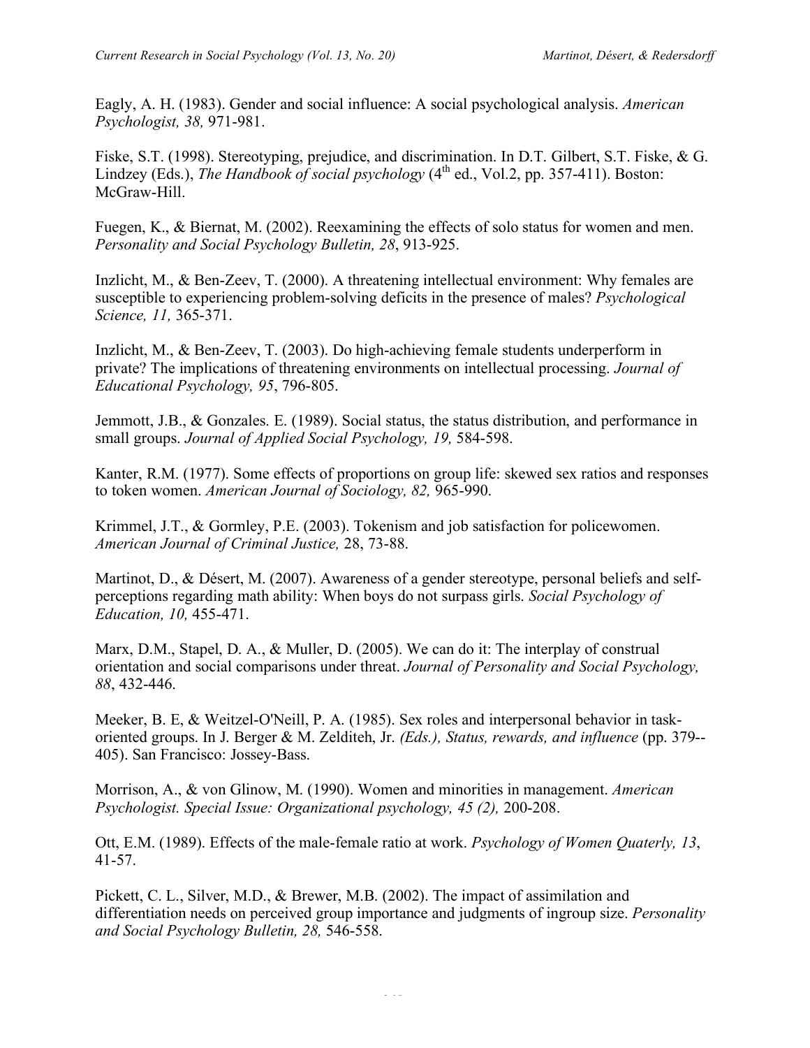Eagly, A. H. (1983). Gender and social influence: A social psychological analysis. *American Psychologist, 38,* 971-981.

Fiske, S.T. (1998). Stereotyping, prejudice, and discrimination. In D.T. Gilbert, S.T. Fiske, & G. Lindzey (Eds.), *The Handbook of social psychology* (4th ed., Vol.2, pp. 357-411). Boston: McGraw-Hill.

Fuegen, K., & Biernat, M. (2002). Reexamining the effects of solo status for women and men. *Personality and Social Psychology Bulletin, 28*, 913-925.

Inzlicht, M., & Ben-Zeev, T. (2000). A threatening intellectual environment: Why females are susceptible to experiencing problem-solving deficits in the presence of males? *Psychological Science, 11,* 365-371.

Inzlicht, M., & Ben-Zeev, T. (2003). Do high-achieving female students underperform in private? The implications of threatening environments on intellectual processing. *Journal of Educational Psychology, 95*, 796-805.

Jemmott, J.B., & Gonzales. E. (1989). Social status, the status distribution, and performance in small groups. *Journal of Applied Social Psychology, 19,* 584-598.

Kanter, R.M. (1977). Some effects of proportions on group life: skewed sex ratios and responses to token women. *American Journal of Sociology, 82,* 965-990.

Krimmel, J.T., & Gormley, P.E. (2003). Tokenism and job satisfaction for policewomen. *American Journal of Criminal Justice,* 28, 73-88.

Martinot, D., & Désert, M. (2007). Awareness of a gender stereotype, personal beliefs and self-perceptions regarding math ability: When boys do not surpass girls. *Social Psychology of Education, 10,* 455-471.

Marx, D.M., Stapel, D. A., & Muller, D. (2005). We can do it: The interplay of construal orientation and social comparisons under threat. *Journal of Personality and Social Psychology, 88*, 432-446.

Meeker, B. E, & Weitzel-O'Neill, P. A. (1985). Sex roles and interpersonal behavior in task-oriented groups. In J. Berger & M. Zelditeh, Jr. *(Eds.), Status, rewards, and influence* (pp. 379--405). San Francisco: Jossey-Bass.

Morrison, A., & von Glinow, M. (1990). Women and minorities in management. *American Psychologist. Special Issue: Organizational psychology, 45 (2),* 200-208.

Ott, E.M. (1989). Effects of the male-female ratio at work. *Psychology of Women Quaterly, 13*, 41-57.

Pickett, C. L., Silver, M.D., & Brewer, M.B. (2002). The impact of assimilation and differentiation needs on perceived group importance and judgments of ingroup size. *Personality and Social Psychology Bulletin, 28,* 546-558.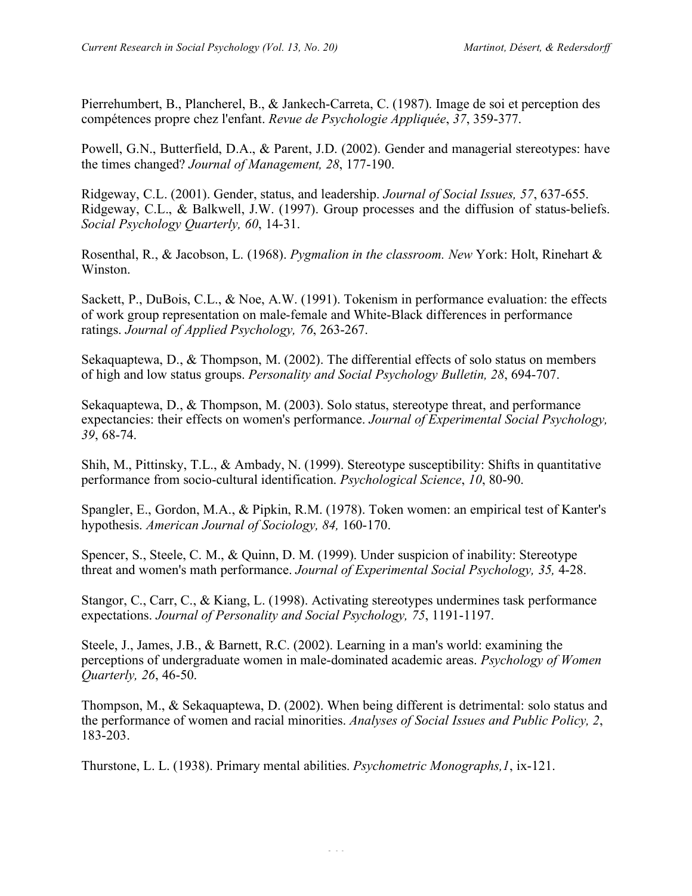Pierrehumbert, B., Plancherel, B., & Jankech-Carreta, C. (1987). Image de soi et perception des compétences propre chez l'enfant. *Revue de Psychologie Appliquée*, *37*, 359-377.

Powell, G.N., Butterfield, D.A., & Parent, J.D. (2002). Gender and managerial stereotypes: have the times changed? *Journal of Management, 28*, 177-190.

Ridgeway, C.L. (2001). Gender, status, and leadership. *Journal of Social Issues, 57*, 637-655.
Ridgeway, C.L., & Balkwell, J.W. (1997). Group processes and the diffusion of status-beliefs. *Social Psychology Quarterly, 60*, 14-31.

Rosenthal, R., & Jacobson, L. (1968). *Pygmalion in the classroom. New* York: Holt, Rinehart & Winston.

Sackett, P., DuBois, C.L., & Noe, A.W. (1991). Tokenism in performance evaluation: the effects of work group representation on male-female and White-Black differences in performance ratings. *Journal of Applied Psychology, 76*, 263-267.

Sekaquaptewa, D., & Thompson, M. (2002). The differential effects of solo status on members of high and low status groups. *Personality and Social Psychology Bulletin, 28*, 694-707.

Sekaquaptewa, D., & Thompson, M. (2003). Solo status, stereotype threat, and performance expectancies: their effects on women's performance. *Journal of Experimental Social Psychology, 39*, 68-74.

Shih, M., Pittinsky, T.L., & Ambady, N. (1999). Stereotype susceptibility: Shifts in quantitative performance from socio-cultural identification. *Psychological Science*, *10*, 80-90.

Spangler, E., Gordon, M.A., & Pipkin, R.M. (1978). Token women: an empirical test of Kanter's hypothesis. *American Journal of Sociology, 84,* 160-170.

Spencer, S., Steele, C. M., & Quinn, D. M. (1999). Under suspicion of inability: Stereotype threat and women's math performance. *Journal of Experimental Social Psychology, 35,* 4-28.

Stangor, C., Carr, C., & Kiang, L. (1998). Activating stereotypes undermines task performance expectations. *Journal of Personality and Social Psychology, 75*, 1191-1197.

Steele, J., James, J.B., & Barnett, R.C. (2002). Learning in a man's world: examining the perceptions of undergraduate women in male-dominated academic areas. *Psychology of Women Quarterly, 26*, 46-50.

Thompson, M., & Sekaquaptewa, D. (2002). When being different is detrimental: solo status and the performance of women and racial minorities. *Analyses of Social Issues and Public Policy, 2*, 183-203.

Thurstone, L. L. (1938). Primary mental abilities. *Psychometric Monographs,1*, ix-121.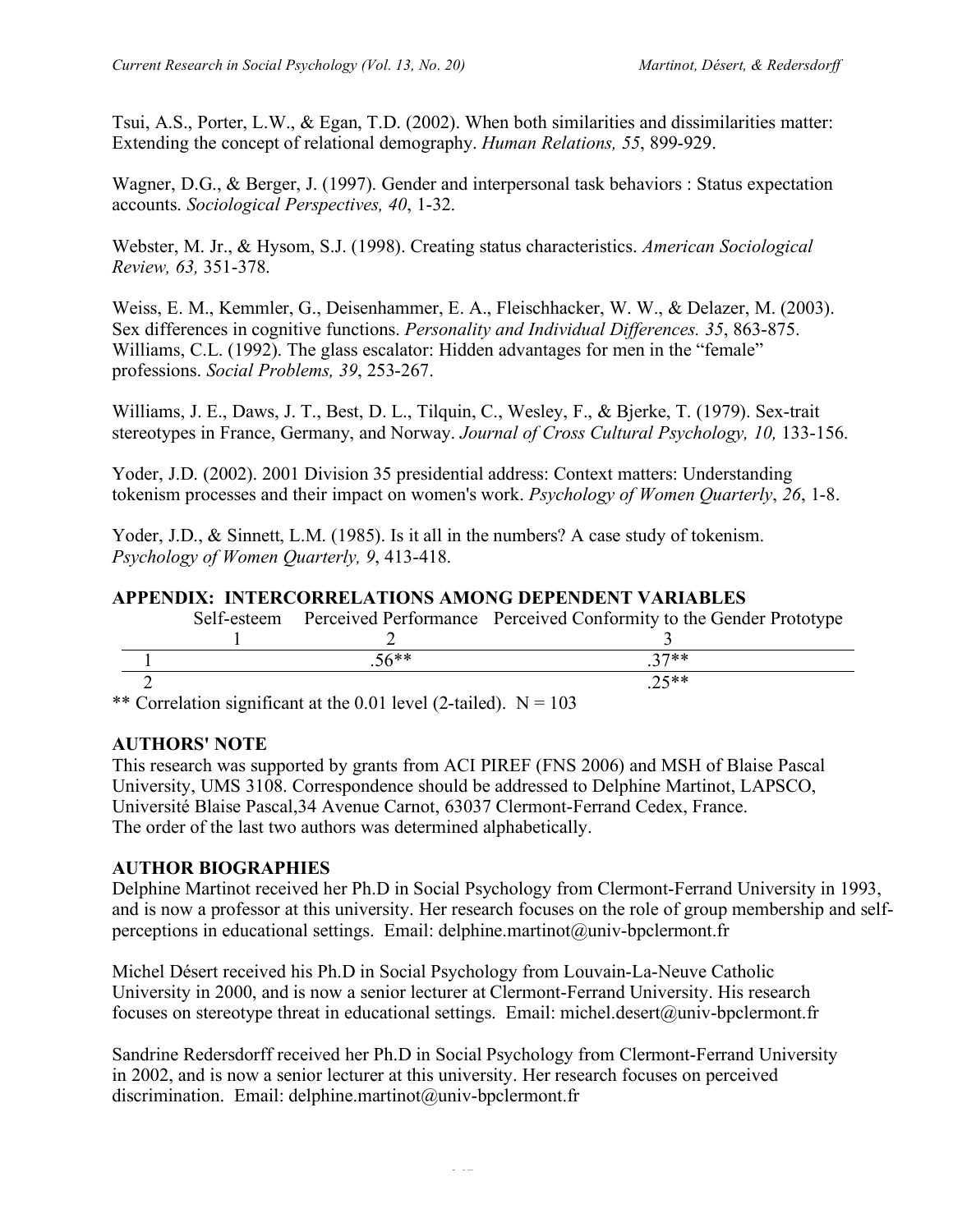Tsui, A.S., Porter, L.W., & Egan, T.D. (2002). When both similarities and dissimilarities matter: Extending the concept of relational demography. *Human Relations, 55*, 899-929.

Wagner, D.G., & Berger, J. (1997). Gender and interpersonal task behaviors : Status expectation accounts. *Sociological Perspectives, 40*, 1-32.

Webster, M. Jr., & Hysom, S.J. (1998). Creating status characteristics. *American Sociological Review, 63,* 351-378.

Weiss, E. M., Kemmler, G., Deisenhammer, E. A., Fleischhacker, W. W., & Delazer, M. (2003). Sex differences in cognitive functions. *Personality and Individual Differences. 35*, 863-875.
Williams, C.L. (1992). The glass escalator: Hidden advantages for men in the "female" professions. *Social Problems, 39*, 253-267.

Williams, J. E., Daws, J. T., Best, D. L., Tilquin, C., Wesley, F., & Bjerke, T. (1979). Sex-trait stereotypes in France, Germany, and Norway. *Journal of Cross Cultural Psychology, 10,* 133-156.

Yoder, J.D. (2002). 2001 Division 35 presidential address: Context matters: Understanding tokenism processes and their impact on women's work. *Psychology of Women Quarterly*, *26*, 1-8.

Yoder, J.D., & Sinnett, L.M. (1985). Is it all in the numbers? A case study of tokenism. *Psychology of Women Quarterly, 9*, 413-418.

## APPENDIX: INTERCORRELATIONS AMONG DEPENDENT VARIABLES

| | Self-esteem<br>1 | Perceived Performance<br>2 | Perceived Conformity to the Gender Prototype<br>3 |
|---|---|---|---|
| 1 | | .56** | .37** |
| 2 | | | .25** |

** Correlation significant at the 0.01 level (2-tailed). N = 103

## AUTHORS' NOTE

This research was supported by grants from ACI PIREF (FNS 2006) and MSH of Blaise Pascal University, UMS 3108. Correspondence should be addressed to Delphine Martinot, LAPSCO, Université Blaise Pascal,34 Avenue Carnot, 63037 Clermont-Ferrand Cedex, France.
The order of the last two authors was determined alphabetically.

## AUTHOR BIOGRAPHIES

Delphine Martinot received her Ph.D in Social Psychology from Clermont-Ferrand University in 1993, and is now a professor at this university. Her research focuses on the role of group membership and self-perceptions in educational settings. Email: delphine.martinot@univ-bpclermont.fr

Michel Désert received his Ph.D in Social Psychology from Louvain-La-Neuve Catholic University in 2000, and is now a senior lecturer at Clermont-Ferrand University. His research focuses on stereotype threat in educational settings. Email: michel.desert@univ-bpclermont.fr

Sandrine Redersdorff received her Ph.D in Social Psychology from Clermont-Ferrand University in 2002, and is now a senior lecturer at this university. Her research focuses on perceived discrimination. Email: delphine.martinot@univ-bpclermont.fr